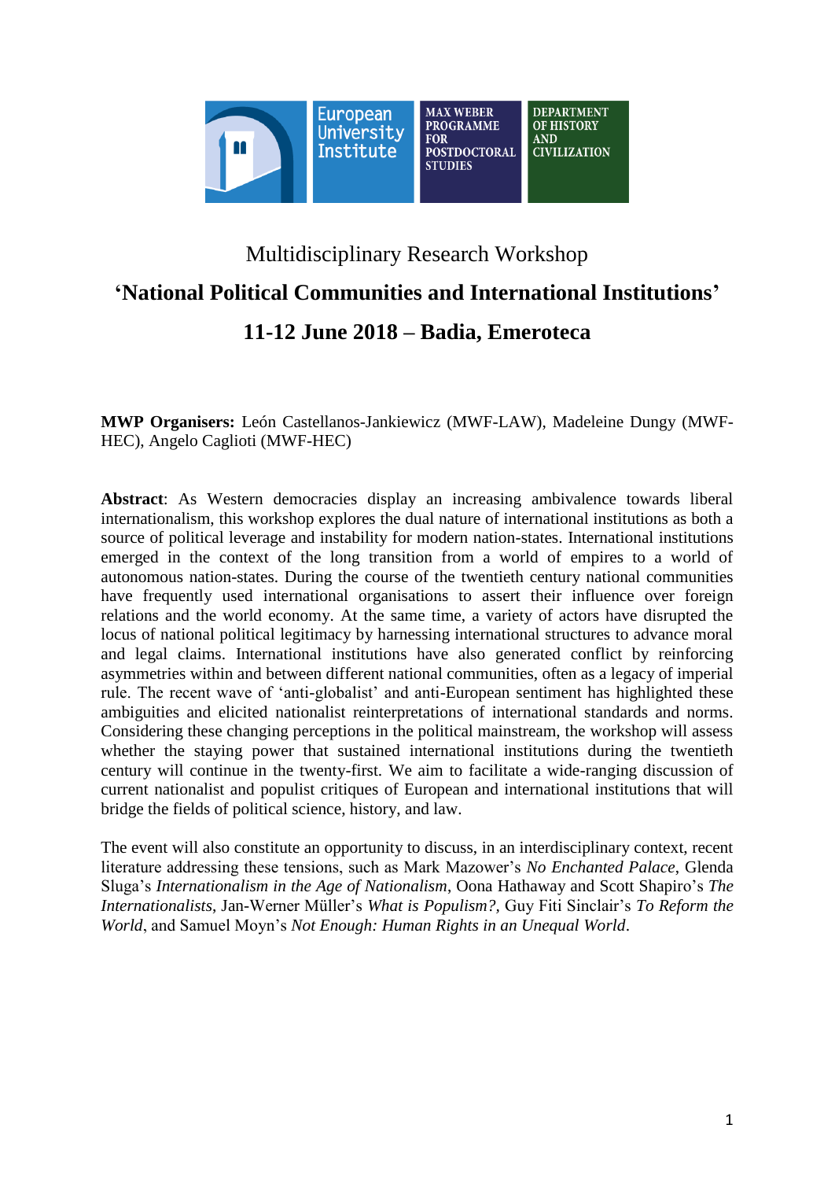European University Institute | MAX WEBER PROGRAMME FOR POSTDOCTORAL STUDIES | DEPARTMENT OF HISTORY AND CIVILIZATION

# Multidisciplinary Research Workshop

## ‘National Political Communities and International Institutions’

## 11-12 June 2018 – Badia, Emeroteca

**MWP Organisers:** León Castellanos-Jankiewicz (MWF-LAW), Madeleine Dungy (MWF-HEC), Angelo Caglioti (MWF-HEC)

**Abstract**: As Western democracies display an increasing ambivalence towards liberal internationalism, this workshop explores the dual nature of international institutions as both a source of political leverage and instability for modern nation-states. International institutions emerged in the context of the long transition from a world of empires to a world of autonomous nation-states. During the course of the twentieth century national communities have frequently used international organisations to assert their influence over foreign relations and the world economy. At the same time, a variety of actors have disrupted the locus of national political legitimacy by harnessing international structures to advance moral and legal claims. International institutions have also generated conflict by reinforcing asymmetries within and between different national communities, often as a legacy of imperial rule. The recent wave of ‘anti-globalist’ and anti-European sentiment has highlighted these ambiguities and elicited nationalist reinterpretations of international standards and norms. Considering these changing perceptions in the political mainstream, the workshop will assess whether the staying power that sustained international institutions during the twentieth century will continue in the twenty-first. We aim to facilitate a wide-ranging discussion of current nationalist and populist critiques of European and international institutions that will bridge the fields of political science, history, and law.

The event will also constitute an opportunity to discuss, in an interdisciplinary context, recent literature addressing these tensions, such as Mark Mazower’s *No Enchanted Palace*, Glenda Sluga’s *Internationalism in the Age of Nationalism*, Oona Hathaway and Scott Shapiro’s *The Internationalists*, Jan-Werner Müller’s *What is Populism?,* Guy Fiti Sinclair’s *To Reform the World*, and Samuel Moyn’s *Not Enough: Human Rights in an Unequal World*.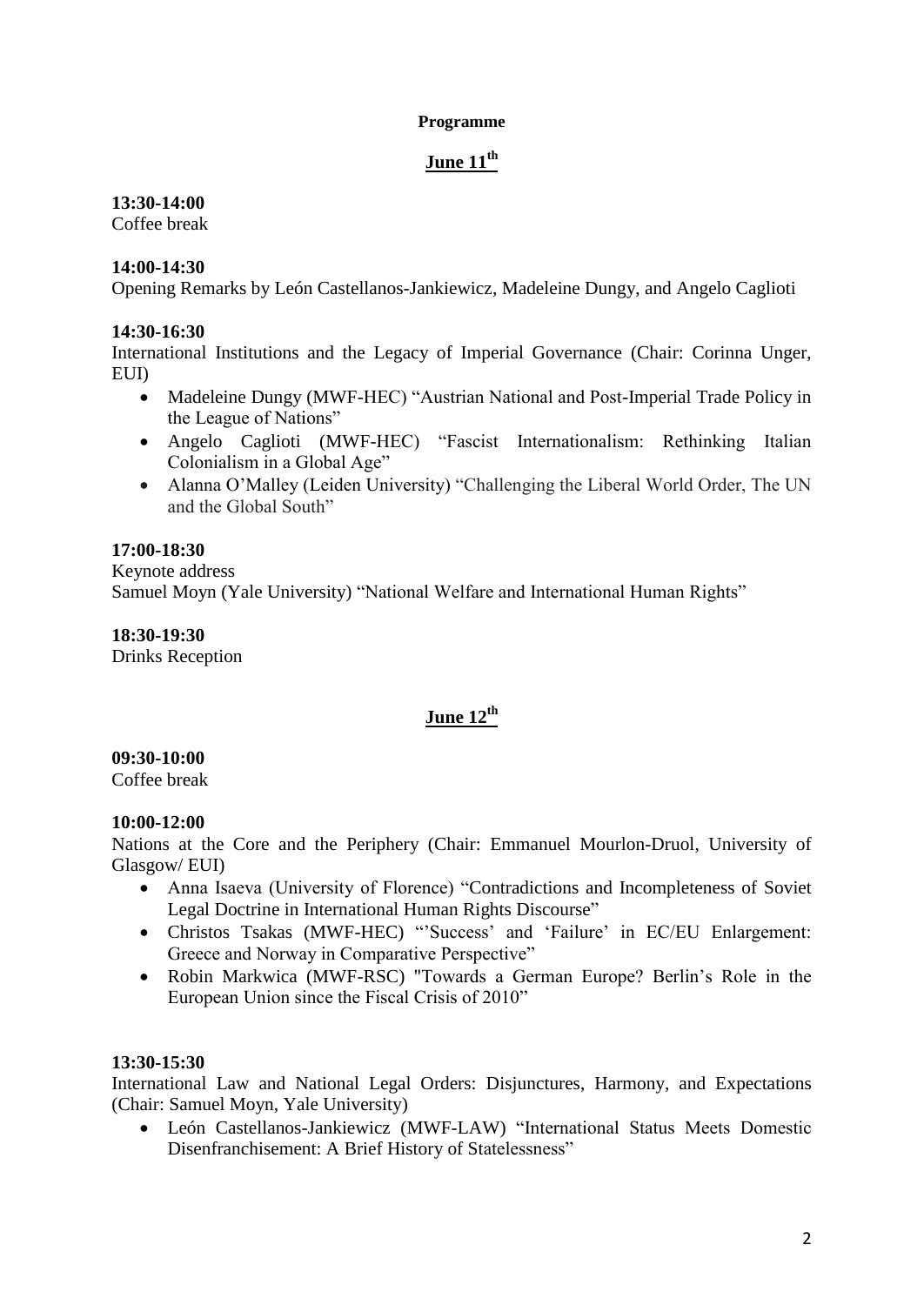**Programme**

## June 11th

**13:30-14:00**
Coffee break

**14:00-14:30**
Opening Remarks by León Castellanos-Jankiewicz, Madeleine Dungy, and Angelo Caglioti

**14:30-16:30**
International Institutions and the Legacy of Imperial Governance (Chair: Corinna Unger, EUI)

- Madeleine Dungy (MWF-HEC) "Austrian National and Post-Imperial Trade Policy in the League of Nations"
- Angelo Caglioti (MWF-HEC) "Fascist Internationalism: Rethinking Italian Colonialism in a Global Age"
- Alanna O'Malley (Leiden University) "Challenging the Liberal World Order, The UN and the Global South"

**17:00-18:30**
Keynote address
Samuel Moyn (Yale University) "National Welfare and International Human Rights"

**18:30-19:30**
Drinks Reception

## June 12th

**09:30-10:00**
Coffee break

**10:00-12:00**
Nations at the Core and the Periphery (Chair: Emmanuel Mourlon-Druol, University of Glasgow/ EUI)

- Anna Isaeva (University of Florence) "Contradictions and Incompleteness of Soviet Legal Doctrine in International Human Rights Discourse"
- Christos Tsakas (MWF-HEC) "'Success' and 'Failure' in EC/EU Enlargement: Greece and Norway in Comparative Perspective"
- Robin Markwica (MWF-RSC) "Towards a German Europe? Berlin's Role in the European Union since the Fiscal Crisis of 2010"

**13:30-15:30**
International Law and National Legal Orders: Disjunctures, Harmony, and Expectations (Chair: Samuel Moyn, Yale University)

- León Castellanos-Jankiewicz (MWF-LAW) "International Status Meets Domestic Disenfranchisement: A Brief History of Statelessness"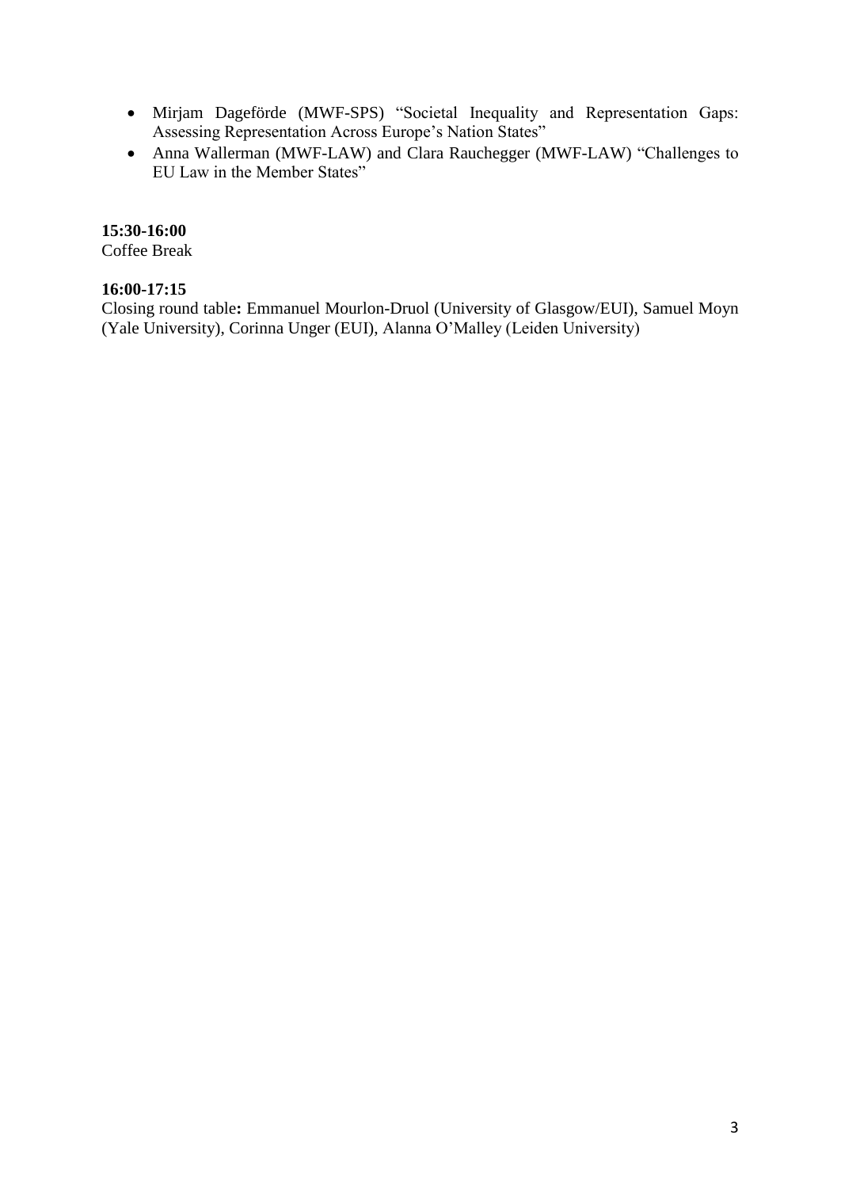- Mirjam Dageförde (MWF-SPS) "Societal Inequality and Representation Gaps: Assessing Representation Across Europe's Nation States"
- Anna Wallerman (MWF-LAW) and Clara Rauchegger (MWF-LAW) "Challenges to EU Law in the Member States"

**15:30-16:00**
Coffee Break

**16:00-17:15**
Closing round table**:** Emmanuel Mourlon-Druol (University of Glasgow/EUI), Samuel Moyn (Yale University), Corinna Unger (EUI), Alanna O'Malley (Leiden University)